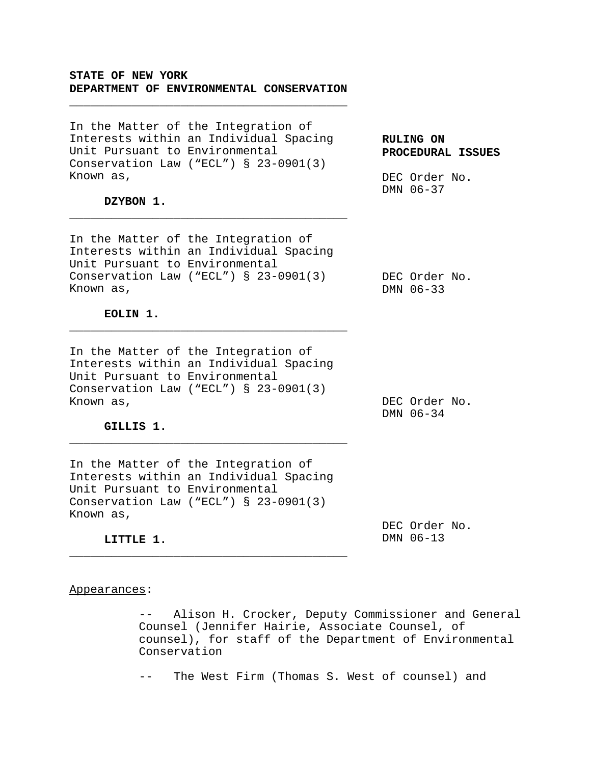**STATE OF NEW YORK**
**DEPARTMENT OF ENVIRONMENTAL CONSERVATION**

---

In the Matter of the Integration of Interests within an Individual Spacing Unit Pursuant to Environmental Conservation Law (“ECL”) § 23-0901(3) Known as,

**DZYBON 1.**

**RULING ON PROCEDURAL ISSUES**

DEC Order No. DMN 06-37

---

In the Matter of the Integration of Interests within an Individual Spacing Unit Pursuant to Environmental Conservation Law (“ECL”) § 23-0901(3) Known as,

**EOLIN 1.**

DEC Order No. DMN 06-33

---

In the Matter of the Integration of Interests within an Individual Spacing Unit Pursuant to Environmental Conservation Law (“ECL”) § 23-0901(3) Known as,

**GILLIS 1.**

DEC Order No. DMN 06-34

---

In the Matter of the Integration of Interests within an Individual Spacing Unit Pursuant to Environmental Conservation Law (“ECL”) § 23-0901(3) Known as,

**LITTLE 1.**

DEC Order No. DMN 06-13

---

Appearances:

- -- Alison H. Crocker, Deputy Commissioner and General Counsel (Jennifer Hairie, Associate Counsel, of counsel), for staff of the Department of Environmental Conservation

- -- The West Firm (Thomas S. West of counsel) and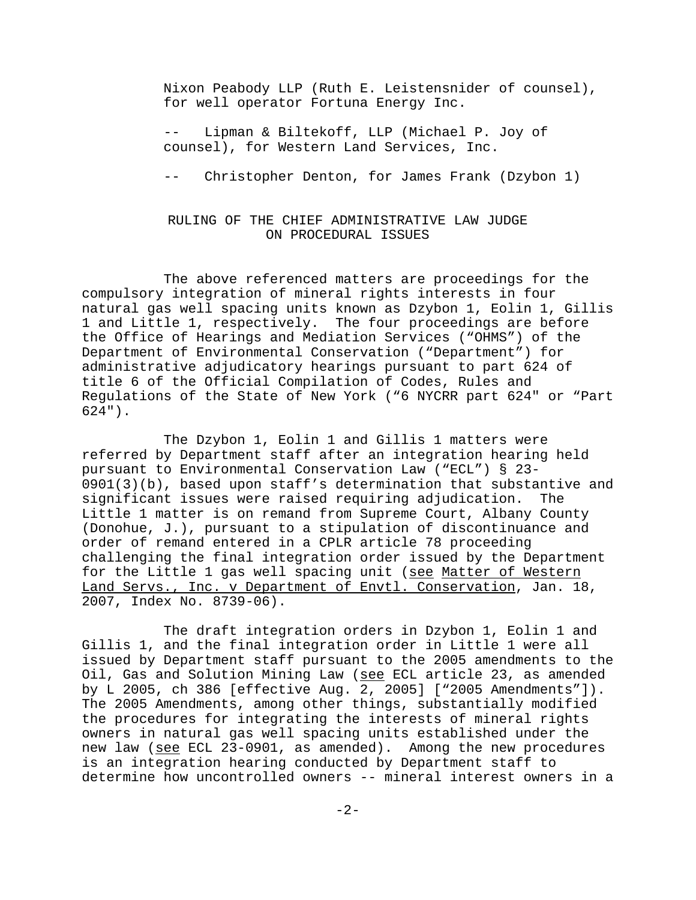Nixon Peabody LLP (Ruth E. Leistensnider of counsel), for well operator Fortuna Energy Inc.

-- Lipman & Biltekoff, LLP (Michael P. Joy of counsel), for Western Land Services, Inc.

-- Christopher Denton, for James Frank (Dzybon 1)

## RULING OF THE CHIEF ADMINISTRATIVE LAW JUDGE ON PROCEDURAL ISSUES

The above referenced matters are proceedings for the compulsory integration of mineral rights interests in four natural gas well spacing units known as Dzybon 1, Eolin 1, Gillis 1 and Little 1, respectively. The four proceedings are before the Office of Hearings and Mediation Services ("OHMS") of the Department of Environmental Conservation ("Department") for administrative adjudicatory hearings pursuant to part 624 of title 6 of the Official Compilation of Codes, Rules and Regulations of the State of New York ("6 NYCRR part 624" or "Part 624").

The Dzybon 1, Eolin 1 and Gillis 1 matters were referred by Department staff after an integration hearing held pursuant to Environmental Conservation Law ("ECL") § 23-0901(3)(b), based upon staff's determination that substantive and significant issues were raised requiring adjudication. The Little 1 matter is on remand from Supreme Court, Albany County (Donohue, J.), pursuant to a stipulation of discontinuance and order of remand entered in a CPLR article 78 proceeding challenging the final integration order issued by the Department for the Little 1 gas well spacing unit (see Matter of Western Land Servs., Inc. v Department of Envtl. Conservation, Jan. 18, 2007, Index No. 8739-06).

The draft integration orders in Dzybon 1, Eolin 1 and Gillis 1, and the final integration order in Little 1 were all issued by Department staff pursuant to the 2005 amendments to the Oil, Gas and Solution Mining Law (see ECL article 23, as amended by L 2005, ch 386 [effective Aug. 2, 2005] ["2005 Amendments"]). The 2005 Amendments, among other things, substantially modified the procedures for integrating the interests of mineral rights owners in natural gas well spacing units established under the new law (see ECL 23-0901, as amended). Among the new procedures is an integration hearing conducted by Department staff to determine how uncontrolled owners -- mineral interest owners in a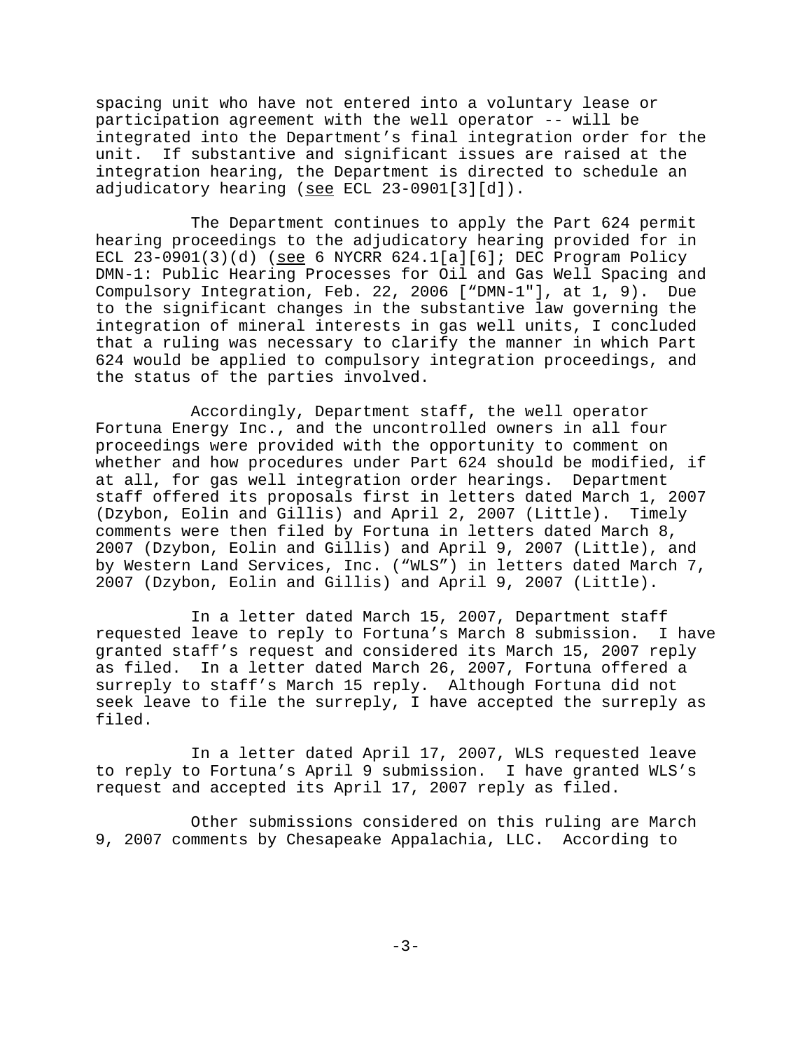spacing unit who have not entered into a voluntary lease or participation agreement with the well operator -- will be integrated into the Department's final integration order for the unit. If substantive and significant issues are raised at the integration hearing, the Department is directed to schedule an adjudicatory hearing (see ECL 23-0901[3][d]).

The Department continues to apply the Part 624 permit hearing proceedings to the adjudicatory hearing provided for in ECL 23-0901(3)(d) (see 6 NYCRR 624.1[a][6]; DEC Program Policy DMN-1: Public Hearing Processes for Oil and Gas Well Spacing and Compulsory Integration, Feb. 22, 2006 ["DMN-1"], at 1, 9). Due to the significant changes in the substantive law governing the integration of mineral interests in gas well units, I concluded that a ruling was necessary to clarify the manner in which Part 624 would be applied to compulsory integration proceedings, and the status of the parties involved.

Accordingly, Department staff, the well operator Fortuna Energy Inc., and the uncontrolled owners in all four proceedings were provided with the opportunity to comment on whether and how procedures under Part 624 should be modified, if at all, for gas well integration order hearings. Department staff offered its proposals first in letters dated March 1, 2007 (Dzybon, Eolin and Gillis) and April 2, 2007 (Little). Timely comments were then filed by Fortuna in letters dated March 8, 2007 (Dzybon, Eolin and Gillis) and April 9, 2007 (Little), and by Western Land Services, Inc. ("WLS") in letters dated March 7, 2007 (Dzybon, Eolin and Gillis) and April 9, 2007 (Little).

In a letter dated March 15, 2007, Department staff requested leave to reply to Fortuna's March 8 submission. I have granted staff's request and considered its March 15, 2007 reply as filed. In a letter dated March 26, 2007, Fortuna offered a surreply to staff's March 15 reply. Although Fortuna did not seek leave to file the surreply, I have accepted the surreply as filed.

In a letter dated April 17, 2007, WLS requested leave to reply to Fortuna's April 9 submission. I have granted WLS's request and accepted its April 17, 2007 reply as filed.

Other submissions considered on this ruling are March 9, 2007 comments by Chesapeake Appalachia, LLC. According to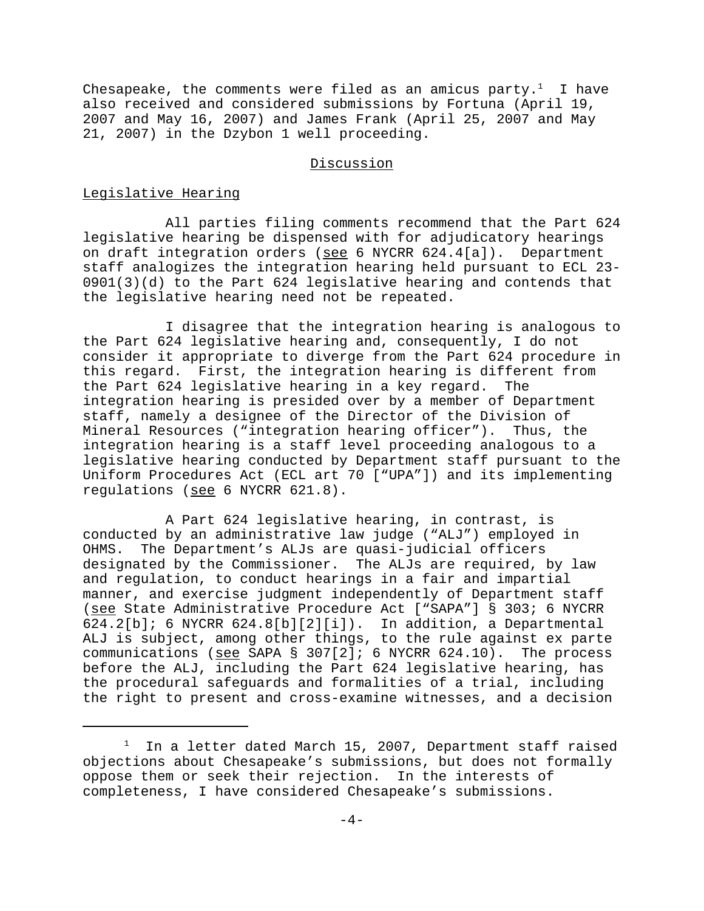Chesapeake, the comments were filed as an amicus party.[1] I have also received and considered submissions by Fortuna (April 19, 2007 and May 16, 2007) and James Frank (April 25, 2007 and May 21, 2007) in the Dzybon 1 well proceeding.

## Discussion

### Legislative Hearing

All parties filing comments recommend that the Part 624 legislative hearing be dispensed with for adjudicatory hearings on draft integration orders (see 6 NYCRR 624.4[a]). Department staff analogizes the integration hearing held pursuant to ECL 23-0901(3)(d) to the Part 624 legislative hearing and contends that the legislative hearing need not be repeated.

I disagree that the integration hearing is analogous to the Part 624 legislative hearing and, consequently, I do not consider it appropriate to diverge from the Part 624 procedure in this regard. First, the integration hearing is different from the Part 624 legislative hearing in a key regard. The integration hearing is presided over by a member of Department staff, namely a designee of the Director of the Division of Mineral Resources ("integration hearing officer"). Thus, the integration hearing is a staff level proceeding analogous to a legislative hearing conducted by Department staff pursuant to the Uniform Procedures Act (ECL art 70 ["UPA"]) and its implementing regulations (see 6 NYCRR 621.8).

A Part 624 legislative hearing, in contrast, is conducted by an administrative law judge ("ALJ") employed in OHMS. The Department's ALJs are quasi-judicial officers designated by the Commissioner. The ALJs are required, by law and regulation, to conduct hearings in a fair and impartial manner, and exercise judgment independently of Department staff (see State Administrative Procedure Act ["SAPA"] § 303; 6 NYCRR 624.2[b]; 6 NYCRR 624.8[b][2][i]). In addition, a Departmental ALJ is subject, among other things, to the rule against ex parte communications (see SAPA § 307[2]; 6 NYCRR 624.10). The process before the ALJ, including the Part 624 legislative hearing, has the procedural safeguards and formalities of a trial, including the right to present and cross-examine witnesses, and a decision

---

[1] In a letter dated March 15, 2007, Department staff raised objections about Chesapeake's submissions, but does not formally oppose them or seek their rejection. In the interests of completeness, I have considered Chesapeake's submissions.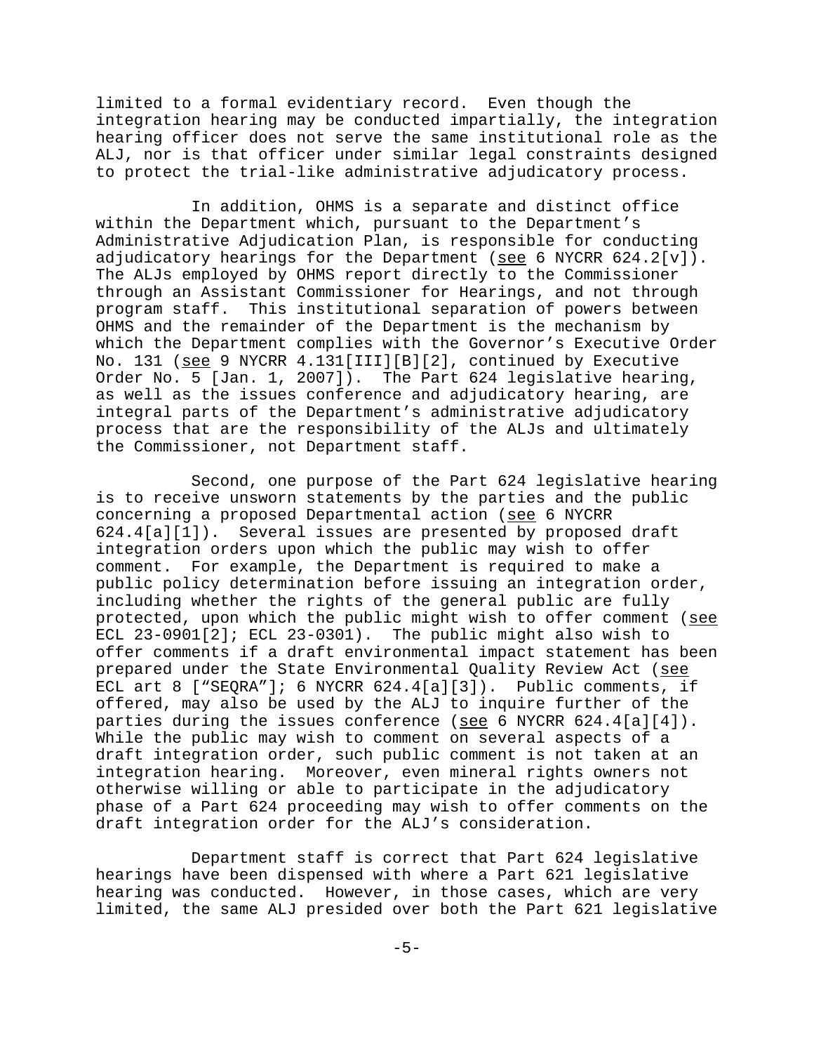limited to a formal evidentiary record. Even though the integration hearing may be conducted impartially, the integration hearing officer does not serve the same institutional role as the ALJ, nor is that officer under similar legal constraints designed to protect the trial-like administrative adjudicatory process.

In addition, OHMS is a separate and distinct office within the Department which, pursuant to the Department's Administrative Adjudication Plan, is responsible for conducting adjudicatory hearings for the Department (see 6 NYCRR 624.2[v]). The ALJs employed by OHMS report directly to the Commissioner through an Assistant Commissioner for Hearings, and not through program staff. This institutional separation of powers between OHMS and the remainder of the Department is the mechanism by which the Department complies with the Governor's Executive Order No. 131 (see 9 NYCRR 4.131[III][B][2], continued by Executive Order No. 5 [Jan. 1, 2007]). The Part 624 legislative hearing, as well as the issues conference and adjudicatory hearing, are integral parts of the Department's administrative adjudicatory process that are the responsibility of the ALJs and ultimately the Commissioner, not Department staff.

Second, one purpose of the Part 624 legislative hearing is to receive unsworn statements by the parties and the public concerning a proposed Departmental action (see 6 NYCRR 624.4[a][1]). Several issues are presented by proposed draft integration orders upon which the public may wish to offer comment. For example, the Department is required to make a public policy determination before issuing an integration order, including whether the rights of the general public are fully protected, upon which the public might wish to offer comment (see ECL 23-0901[2]; ECL 23-0301). The public might also wish to offer comments if a draft environmental impact statement has been prepared under the State Environmental Quality Review Act (see ECL art 8 ["SEQRA"]; 6 NYCRR 624.4[a][3]). Public comments, if offered, may also be used by the ALJ to inquire further of the parties during the issues conference (see 6 NYCRR 624.4[a][4]). While the public may wish to comment on several aspects of a draft integration order, such public comment is not taken at an integration hearing. Moreover, even mineral rights owners not otherwise willing or able to participate in the adjudicatory phase of a Part 624 proceeding may wish to offer comments on the draft integration order for the ALJ's consideration.

Department staff is correct that Part 624 legislative hearings have been dispensed with where a Part 621 legislative hearing was conducted. However, in those cases, which are very limited, the same ALJ presided over both the Part 621 legislative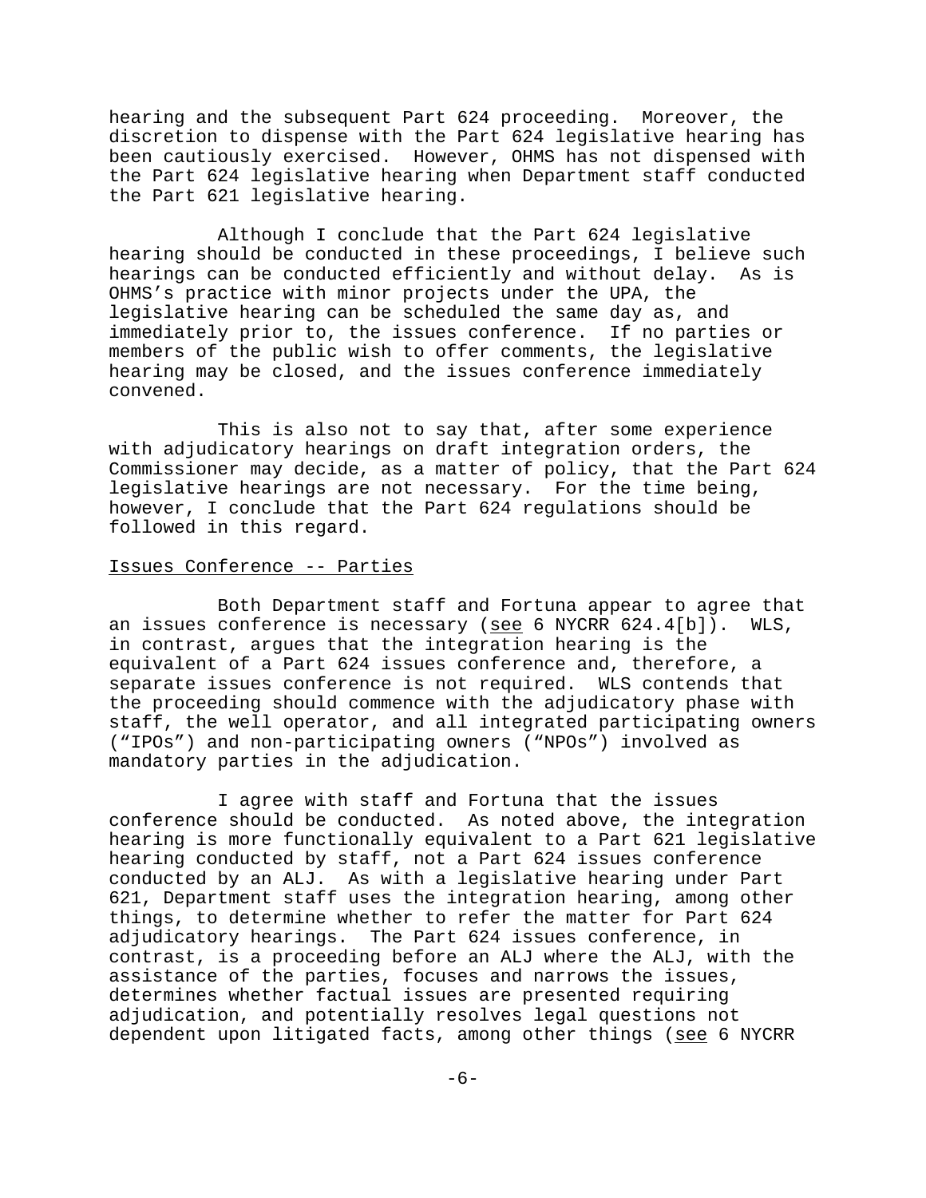hearing and the subsequent Part 624 proceeding. Moreover, the discretion to dispense with the Part 624 legislative hearing has been cautiously exercised. However, OHMS has not dispensed with the Part 624 legislative hearing when Department staff conducted the Part 621 legislative hearing.

Although I conclude that the Part 624 legislative hearing should be conducted in these proceedings, I believe such hearings can be conducted efficiently and without delay. As is OHMS's practice with minor projects under the UPA, the legislative hearing can be scheduled the same day as, and immediately prior to, the issues conference. If no parties or members of the public wish to offer comments, the legislative hearing may be closed, and the issues conference immediately convened.

This is also not to say that, after some experience with adjudicatory hearings on draft integration orders, the Commissioner may decide, as a matter of policy, that the Part 624 legislative hearings are not necessary. For the time being, however, I conclude that the Part 624 regulations should be followed in this regard.

<u>Issues Conference -- Parties</u>

Both Department staff and Fortuna appear to agree that an issues conference is necessary (<u>see</u> 6 NYCRR 624.4[b]). WLS, in contrast, argues that the integration hearing is the equivalent of a Part 624 issues conference and, therefore, a separate issues conference is not required. WLS contends that the proceeding should commence with the adjudicatory phase with staff, the well operator, and all integrated participating owners ("IPOs") and non-participating owners ("NPOs") involved as mandatory parties in the adjudication.

I agree with staff and Fortuna that the issues conference should be conducted. As noted above, the integration hearing is more functionally equivalent to a Part 621 legislative hearing conducted by staff, not a Part 624 issues conference conducted by an ALJ. As with a legislative hearing under Part 621, Department staff uses the integration hearing, among other things, to determine whether to refer the matter for Part 624 adjudicatory hearings. The Part 624 issues conference, in contrast, is a proceeding before an ALJ where the ALJ, with the assistance of the parties, focuses and narrows the issues, determines whether factual issues are presented requiring adjudication, and potentially resolves legal questions not dependent upon litigated facts, among other things (<u>see</u> 6 NYCRR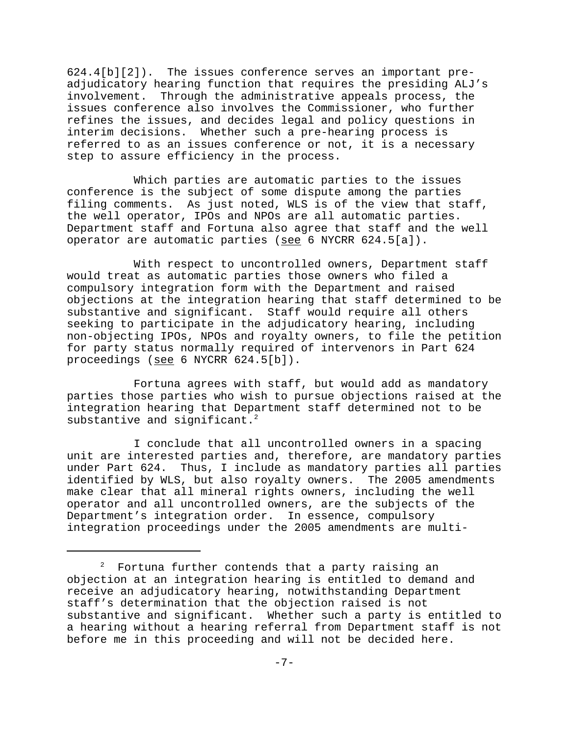624.4[b][2]). The issues conference serves an important pre-adjudicatory hearing function that requires the presiding ALJ's involvement. Through the administrative appeals process, the issues conference also involves the Commissioner, who further refines the issues, and decides legal and policy questions in interim decisions. Whether such a pre-hearing process is referred to as an issues conference or not, it is a necessary step to assure efficiency in the process.

Which parties are automatic parties to the issues conference is the subject of some dispute among the parties filing comments. As just noted, WLS is of the view that staff, the well operator, IPOs and NPOs are all automatic parties. Department staff and Fortuna also agree that staff and the well operator are automatic parties (see 6 NYCRR 624.5[a]).

With respect to uncontrolled owners, Department staff would treat as automatic parties those owners who filed a compulsory integration form with the Department and raised objections at the integration hearing that staff determined to be substantive and significant. Staff would require all others seeking to participate in the adjudicatory hearing, including non-objecting IPOs, NPOs and royalty owners, to file the petition for party status normally required of intervenors in Part 624 proceedings (see 6 NYCRR 624.5[b]).

Fortuna agrees with staff, but would add as mandatory parties those parties who wish to pursue objections raised at the integration hearing that Department staff determined not to be substantive and significant.[2]

I conclude that all uncontrolled owners in a spacing unit are interested parties and, therefore, are mandatory parties under Part 624. Thus, I include as mandatory parties all parties identified by WLS, but also royalty owners. The 2005 amendments make clear that all mineral rights owners, including the well operator and all uncontrolled owners, are the subjects of the Department's integration order. In essence, compulsory integration proceedings under the 2005 amendments are multi-

---

[2] Fortuna further contends that a party raising an objection at an integration hearing is entitled to demand and receive an adjudicatory hearing, notwithstanding Department staff's determination that the objection raised is not substantive and significant. Whether such a party is entitled to a hearing without a hearing referral from Department staff is not before me in this proceeding and will not be decided here.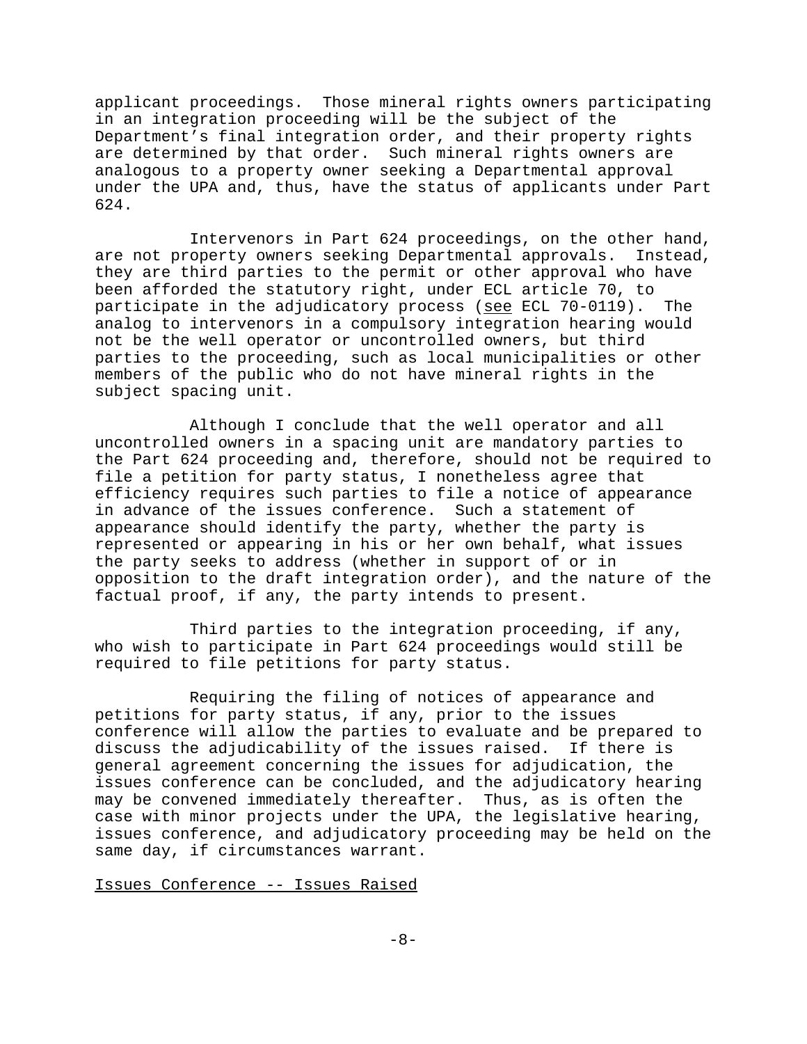applicant proceedings. Those mineral rights owners participating in an integration proceeding will be the subject of the Department's final integration order, and their property rights are determined by that order. Such mineral rights owners are analogous to a property owner seeking a Departmental approval under the UPA and, thus, have the status of applicants under Part 624.

Intervenors in Part 624 proceedings, on the other hand, are not property owners seeking Departmental approvals. Instead, they are third parties to the permit or other approval who have been afforded the statutory right, under ECL article 70, to participate in the adjudicatory process (see ECL 70-0119). The analog to intervenors in a compulsory integration hearing would not be the well operator or uncontrolled owners, but third parties to the proceeding, such as local municipalities or other members of the public who do not have mineral rights in the subject spacing unit.

Although I conclude that the well operator and all uncontrolled owners in a spacing unit are mandatory parties to the Part 624 proceeding and, therefore, should not be required to file a petition for party status, I nonetheless agree that efficiency requires such parties to file a notice of appearance in advance of the issues conference. Such a statement of appearance should identify the party, whether the party is represented or appearing in his or her own behalf, what issues the party seeks to address (whether in support of or in opposition to the draft integration order), and the nature of the factual proof, if any, the party intends to present.

Third parties to the integration proceeding, if any, who wish to participate in Part 624 proceedings would still be required to file petitions for party status.

Requiring the filing of notices of appearance and petitions for party status, if any, prior to the issues conference will allow the parties to evaluate and be prepared to discuss the adjudicability of the issues raised. If there is general agreement concerning the issues for adjudication, the issues conference can be concluded, and the adjudicatory hearing may be convened immediately thereafter. Thus, as is often the case with minor projects under the UPA, the legislative hearing, issues conference, and adjudicatory proceeding may be held on the same day, if circumstances warrant.

Issues Conference -- Issues Raised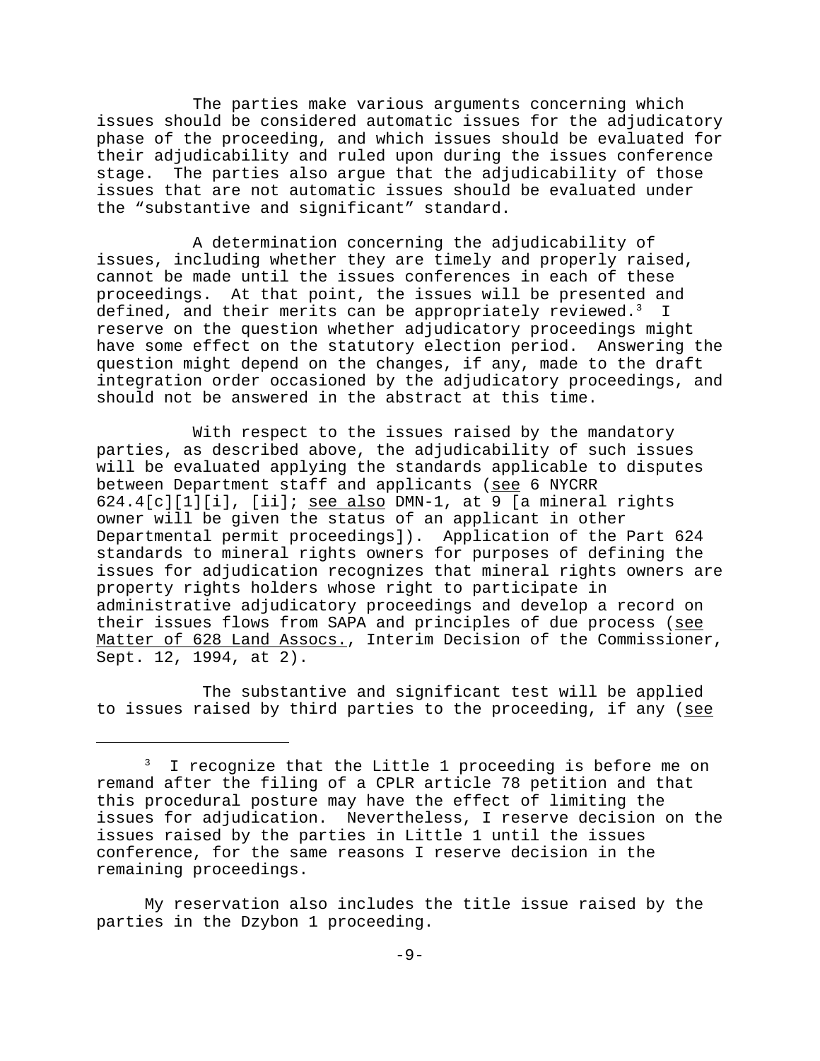The parties make various arguments concerning which issues should be considered automatic issues for the adjudicatory phase of the proceeding, and which issues should be evaluated for their adjudicability and ruled upon during the issues conference stage. The parties also argue that the adjudicability of those issues that are not automatic issues should be evaluated under the "substantive and significant" standard.

A determination concerning the adjudicability of issues, including whether they are timely and properly raised, cannot be made until the issues conferences in each of these proceedings. At that point, the issues will be presented and defined, and their merits can be appropriately reviewed.[3] I reserve on the question whether adjudicatory proceedings might have some effect on the statutory election period. Answering the question might depend on the changes, if any, made to the draft integration order occasioned by the adjudicatory proceedings, and should not be answered in the abstract at this time.

With respect to the issues raised by the mandatory parties, as described above, the adjudicability of such issues will be evaluated applying the standards applicable to disputes between Department staff and applicants (see 6 NYCRR 624.4[c][1][i], [ii]; see also DMN-1, at 9 [a mineral rights owner will be given the status of an applicant in other Departmental permit proceedings]). Application of the Part 624 standards to mineral rights owners for purposes of defining the issues for adjudication recognizes that mineral rights owners are property rights holders whose right to participate in administrative adjudicatory proceedings and develop a record on their issues flows from SAPA and principles of due process (see Matter of 628 Land Assocs., Interim Decision of the Commissioner, Sept. 12, 1994, at 2).

The substantive and significant test will be applied to issues raised by third parties to the proceeding, if any (see

---

[3] I recognize that the Little 1 proceeding is before me on remand after the filing of a CPLR article 78 petition and that this procedural posture may have the effect of limiting the issues for adjudication. Nevertheless, I reserve decision on the issues raised by the parties in Little 1 until the issues conference, for the same reasons I reserve decision in the remaining proceedings.

My reservation also includes the title issue raised by the parties in the Dzybon 1 proceeding.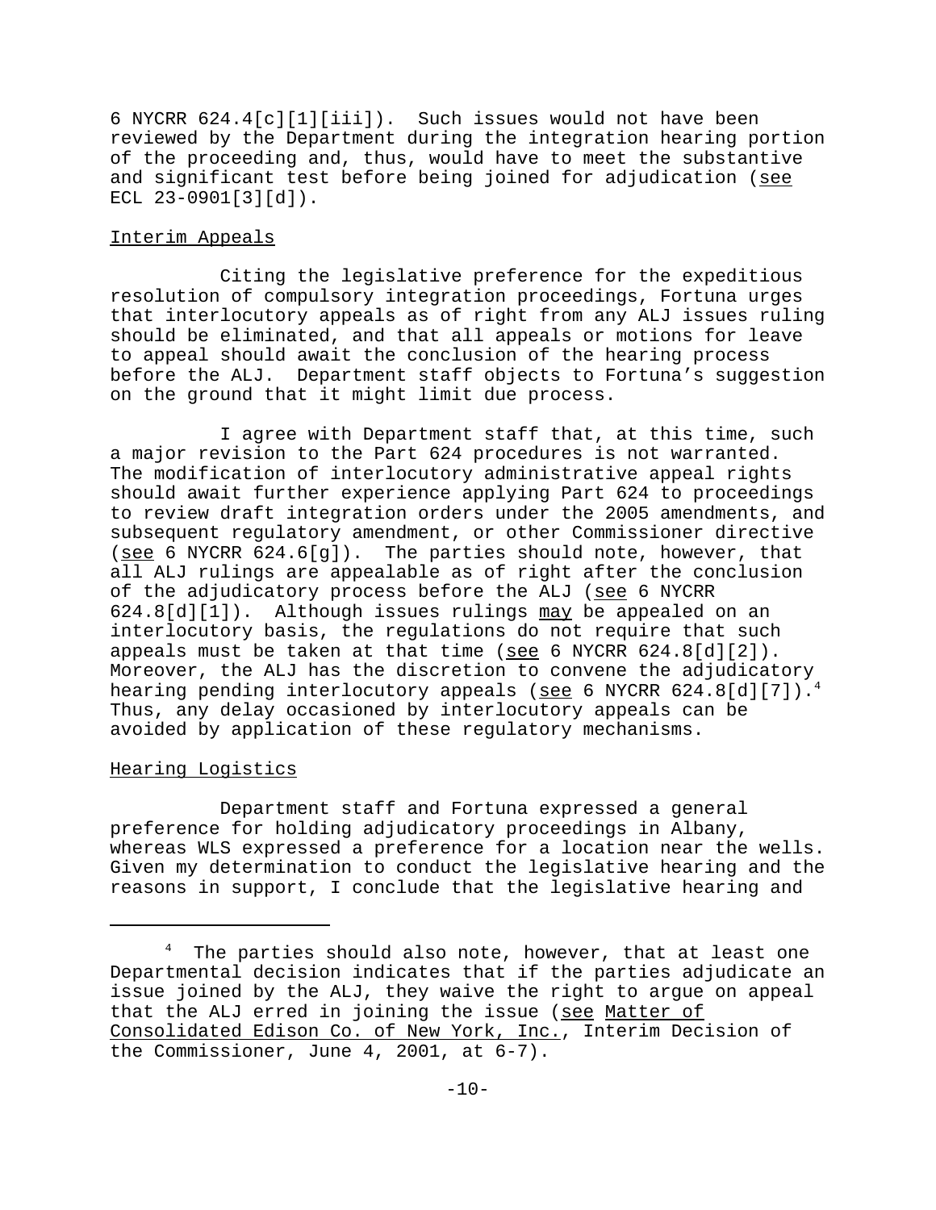6 NYCRR 624.4[c][1][iii]). Such issues would not have been reviewed by the Department during the integration hearing portion of the proceeding and, thus, would have to meet the substantive and significant test before being joined for adjudication (see ECL 23-0901[3][d]).

Interim Appeals

Citing the legislative preference for the expeditious resolution of compulsory integration proceedings, Fortuna urges that interlocutory appeals as of right from any ALJ issues ruling should be eliminated, and that all appeals or motions for leave to appeal should await the conclusion of the hearing process before the ALJ. Department staff objects to Fortuna's suggestion on the ground that it might limit due process.

I agree with Department staff that, at this time, such a major revision to the Part 624 procedures is not warranted. The modification of interlocutory administrative appeal rights should await further experience applying Part 624 to proceedings to review draft integration orders under the 2005 amendments, and subsequent regulatory amendment, or other Commissioner directive (see 6 NYCRR 624.6[g]). The parties should note, however, that all ALJ rulings are appealable as of right after the conclusion of the adjudicatory process before the ALJ (see 6 NYCRR 624.8[d][1]). Although issues rulings may be appealed on an interlocutory basis, the regulations do not require that such appeals must be taken at that time (see 6 NYCRR 624.8[d][2]). Moreover, the ALJ has the discretion to convene the adjudicatory hearing pending interlocutory appeals (see 6 NYCRR 624.8[d][7]).[4] Thus, any delay occasioned by interlocutory appeals can be avoided by application of these regulatory mechanisms.

Hearing Logistics

Department staff and Fortuna expressed a general preference for holding adjudicatory proceedings in Albany, whereas WLS expressed a preference for a location near the wells. Given my determination to conduct the legislative hearing and the reasons in support, I conclude that the legislative hearing and

[4] The parties should also note, however, that at least one Departmental decision indicates that if the parties adjudicate an issue joined by the ALJ, they waive the right to argue on appeal that the ALJ erred in joining the issue (see Matter of Consolidated Edison Co. of New York, Inc., Interim Decision of the Commissioner, June 4, 2001, at 6-7).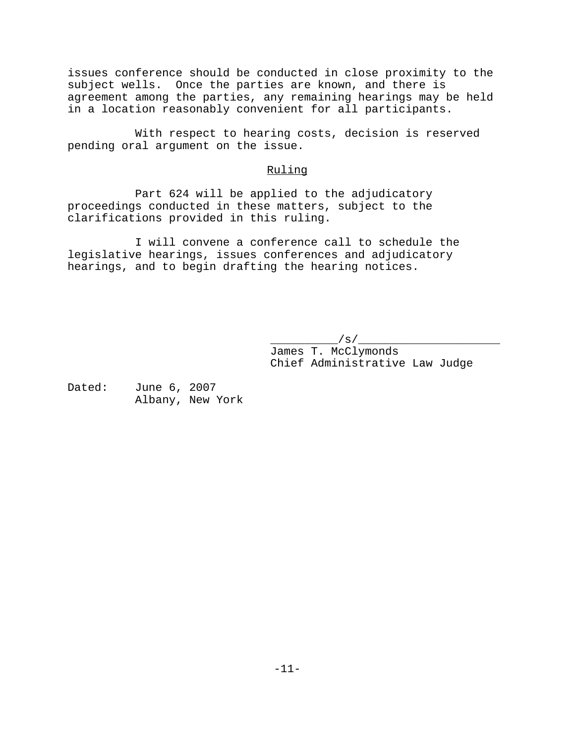issues conference should be conducted in close proximity to the subject wells. Once the parties are known, and there is agreement among the parties, any remaining hearings may be held in a location reasonably convenient for all participants.

With respect to hearing costs, decision is reserved pending oral argument on the issue.

## Ruling

Part 624 will be applied to the adjudicatory proceedings conducted in these matters, subject to the clarifications provided in this ruling.

I will convene a conference call to schedule the legislative hearings, issues conferences and adjudicatory hearings, and to begin drafting the hearing notices.

__________/s/_____________________
James T. McClymonds
Chief Administrative Law Judge

Dated: June 6, 2007
Albany, New York